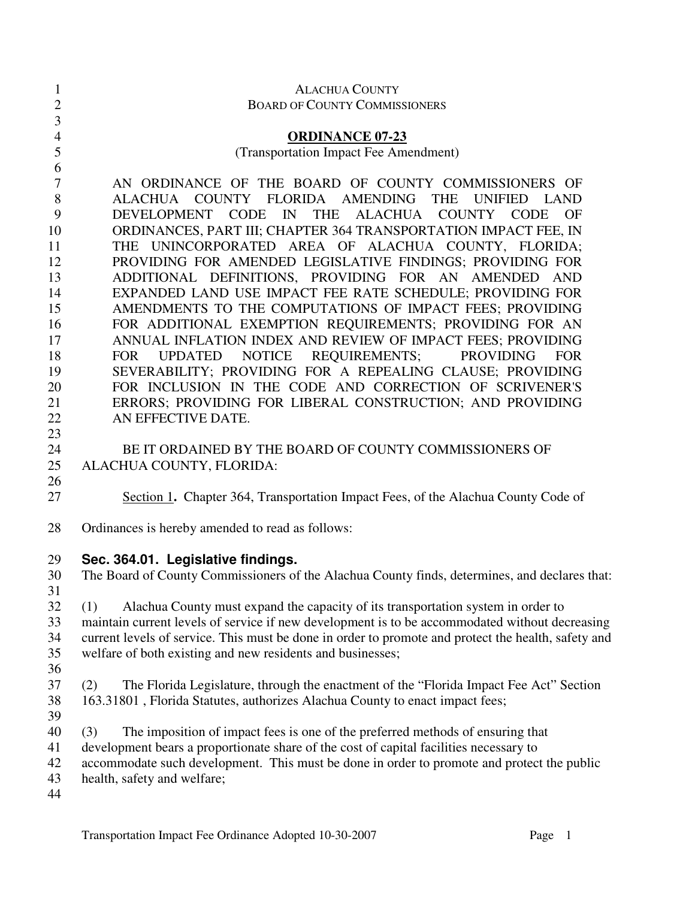ALACHUA COUNTY
BOARD OF COUNTY COMMISSIONERS

# ORDINANCE 07-23

(Transportation Impact Fee Amendment)

AN ORDINANCE OF THE BOARD OF COUNTY COMMISSIONERS OF ALACHUA COUNTY FLORIDA AMENDING THE UNIFIED LAND DEVELOPMENT CODE IN THE ALACHUA COUNTY CODE OF ORDINANCES, PART III; CHAPTER 364 TRANSPORTATION IMPACT FEE, IN THE UNINCORPORATED AREA OF ALACHUA COUNTY, FLORIDA; PROVIDING FOR AMENDED LEGISLATIVE FINDINGS; PROVIDING FOR ADDITIONAL DEFINITIONS, PROVIDING FOR AN AMENDED AND EXPANDED LAND USE IMPACT FEE RATE SCHEDULE; PROVIDING FOR AMENDMENTS TO THE COMPUTATIONS OF IMPACT FEES; PROVIDING FOR ADDITIONAL EXEMPTION REQUIREMENTS; PROVIDING FOR AN ANNUAL INFLATION INDEX AND REVIEW OF IMPACT FEES; PROVIDING FOR UPDATED NOTICE REQUIREMENTS; PROVIDING FOR SEVERABILITY; PROVIDING FOR A REPEALING CLAUSE; PROVIDING FOR INCLUSION IN THE CODE AND CORRECTION OF SCRIVENER'S ERRORS; PROVIDING FOR LIBERAL CONSTRUCTION; AND PROVIDING AN EFFECTIVE DATE.

BE IT ORDAINED BY THE BOARD OF COUNTY COMMISSIONERS OF ALACHUA COUNTY, FLORIDA:

Section 1**.** Chapter 364, Transportation Impact Fees, of the Alachua County Code of Ordinances is hereby amended to read as follows:

## Sec. 364.01. Legislative findings.

The Board of County Commissioners of the Alachua County finds, determines, and declares that:

(1) Alachua County must expand the capacity of its transportation system in order to maintain current levels of service if new development is to be accommodated without decreasing current levels of service. This must be done in order to promote and protect the health, safety and welfare of both existing and new residents and businesses;

(2) The Florida Legislature, through the enactment of the "Florida Impact Fee Act" Section 163.31801 , Florida Statutes, authorizes Alachua County to enact impact fees;

(3) The imposition of impact fees is one of the preferred methods of ensuring that development bears a proportionate share of the cost of capital facilities necessary to accommodate such development. This must be done in order to promote and protect the public health, safety and welfare;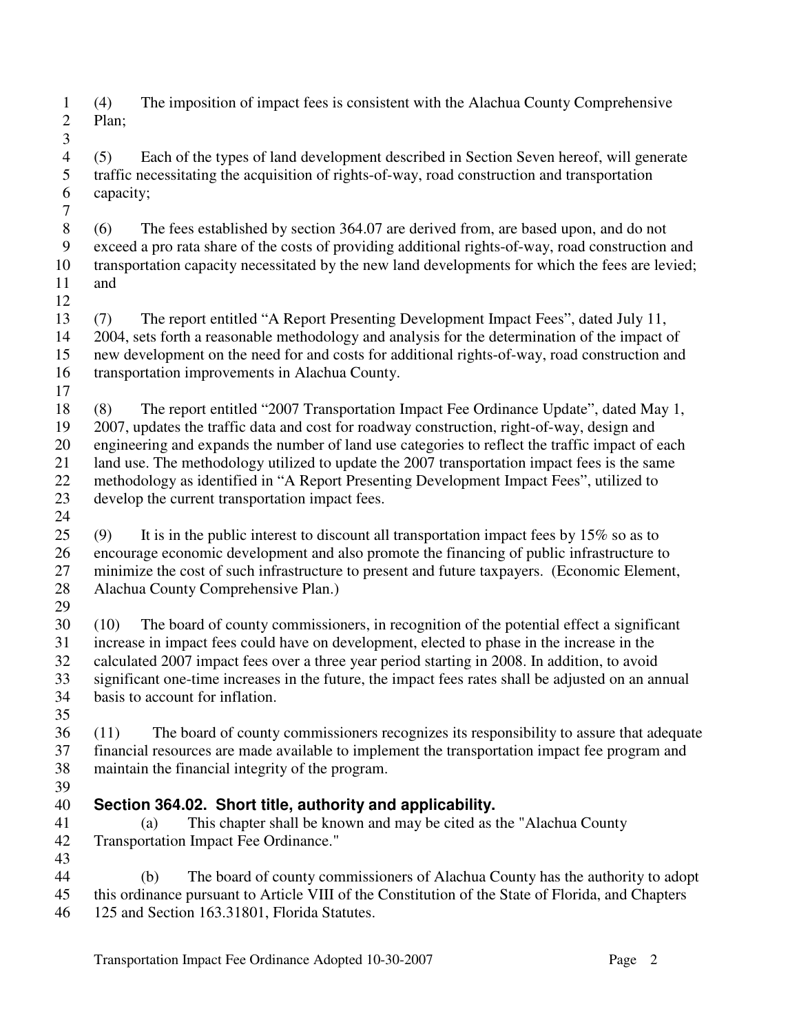(4) The imposition of impact fees is consistent with the Alachua County Comprehensive Plan;

(5) Each of the types of land development described in Section Seven hereof, will generate traffic necessitating the acquisition of rights-of-way, road construction and transportation capacity;

(6) The fees established by section 364.07 are derived from, are based upon, and do not exceed a pro rata share of the costs of providing additional rights-of-way, road construction and transportation capacity necessitated by the new land developments for which the fees are levied; and

(7) The report entitled "A Report Presenting Development Impact Fees", dated July 11, 2004, sets forth a reasonable methodology and analysis for the determination of the impact of new development on the need for and costs for additional rights-of-way, road construction and transportation improvements in Alachua County.

(8) The report entitled "2007 Transportation Impact Fee Ordinance Update", dated May 1, 2007, updates the traffic data and cost for roadway construction, right-of-way, design and engineering and expands the number of land use categories to reflect the traffic impact of each land use. The methodology utilized to update the 2007 transportation impact fees is the same methodology as identified in "A Report Presenting Development Impact Fees", utilized to develop the current transportation impact fees.

(9) It is in the public interest to discount all transportation impact fees by 15% so as to encourage economic development and also promote the financing of public infrastructure to minimize the cost of such infrastructure to present and future taxpayers. (Economic Element, Alachua County Comprehensive Plan.)

(10) The board of county commissioners, in recognition of the potential effect a significant increase in impact fees could have on development, elected to phase in the increase in the calculated 2007 impact fees over a three year period starting in 2008. In addition, to avoid significant one-time increases in the future, the impact fees rates shall be adjusted on an annual basis to account for inflation.

(11) The board of county commissioners recognizes its responsibility to assure that adequate financial resources are made available to implement the transportation impact fee program and maintain the financial integrity of the program.

### Section 364.02. Short title, authority and applicability.

(a) This chapter shall be known and may be cited as the "Alachua County Transportation Impact Fee Ordinance."

(b) The board of county commissioners of Alachua County has the authority to adopt this ordinance pursuant to Article VIII of the Constitution of the State of Florida, and Chapters 125 and Section 163.31801, Florida Statutes.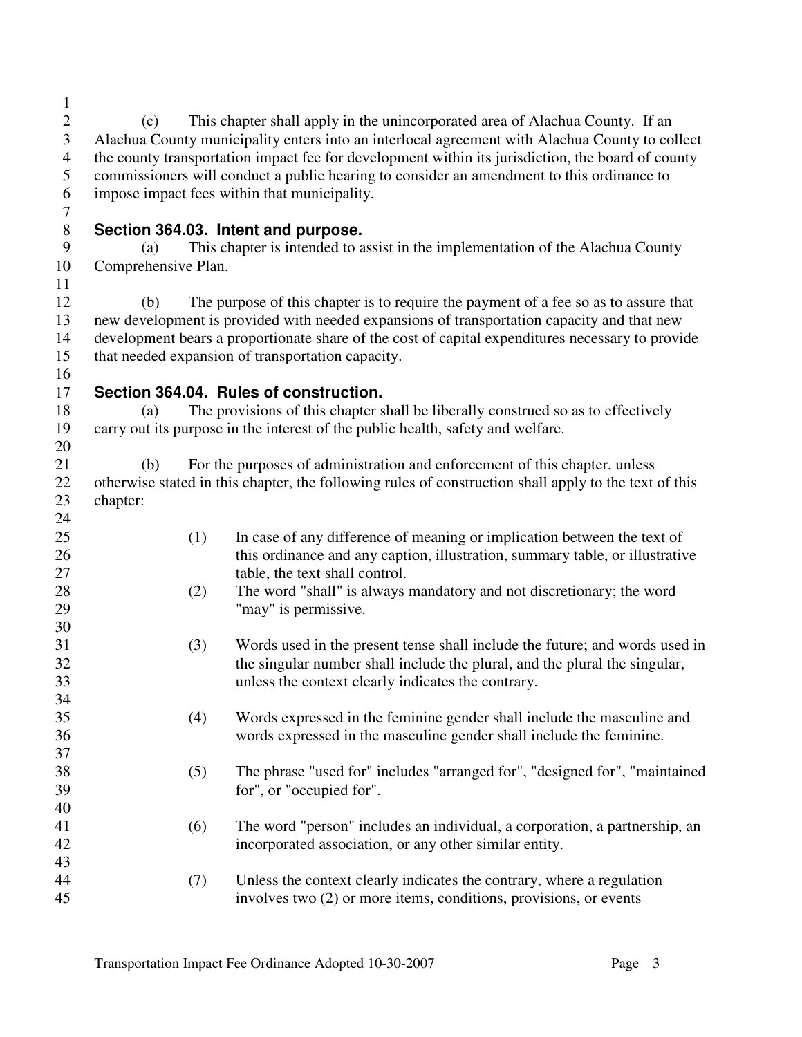(c) This chapter shall apply in the unincorporated area of Alachua County. If an Alachua County municipality enters into an interlocal agreement with Alachua County to collect the county transportation impact fee for development within its jurisdiction, the board of county commissioners will conduct a public hearing to consider an amendment to this ordinance to impose impact fees within that municipality.

## Section 364.03. Intent and purpose.

(a) This chapter is intended to assist in the implementation of the Alachua County Comprehensive Plan.

(b) The purpose of this chapter is to require the payment of a fee so as to assure that new development is provided with needed expansions of transportation capacity and that new development bears a proportionate share of the cost of capital expenditures necessary to provide that needed expansion of transportation capacity.

## Section 364.04. Rules of construction.

(a) The provisions of this chapter shall be liberally construed so as to effectively carry out its purpose in the interest of the public health, safety and welfare.

(b) For the purposes of administration and enforcement of this chapter, unless otherwise stated in this chapter, the following rules of construction shall apply to the text of this chapter:

(1) In case of any difference of meaning or implication between the text of this ordinance and any caption, illustration, summary table, or illustrative table, the text shall control.

(2) The word "shall" is always mandatory and not discretionary; the word "may" is permissive.

(3) Words used in the present tense shall include the future; and words used in the singular number shall include the plural, and the plural the singular, unless the context clearly indicates the contrary.

(4) Words expressed in the feminine gender shall include the masculine and words expressed in the masculine gender shall include the feminine.

(5) The phrase "used for" includes "arranged for", "designed for", "maintained for", or "occupied for".

(6) The word "person" includes an individual, a corporation, a partnership, an incorporated association, or any other similar entity.

(7) Unless the context clearly indicates the contrary, where a regulation involves two (2) or more items, conditions, provisions, or events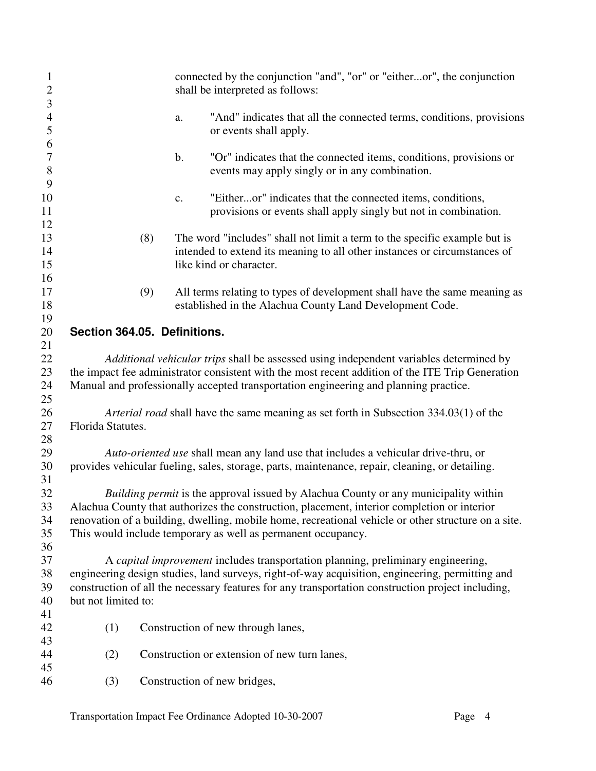connected by the conjunction "and", "or" or "either...or", the conjunction shall be interpreted as follows:

a. "And" indicates that all the connected terms, conditions, provisions or events shall apply.

b. "Or" indicates that the connected items, conditions, provisions or events may apply singly or in any combination.

c. "Either...or" indicates that the connected items, conditions, provisions or events shall apply singly but not in combination.

(8) The word "includes" shall not limit a term to the specific example but is intended to extend its meaning to all other instances or circumstances of like kind or character.

(9) All terms relating to types of development shall have the same meaning as established in the Alachua County Land Development Code.

## Section 364.05. Definitions.

*Additional vehicular trips* shall be assessed using independent variables determined by the impact fee administrator consistent with the most recent addition of the ITE Trip Generation Manual and professionally accepted transportation engineering and planning practice.

*Arterial road* shall have the same meaning as set forth in Subsection 334.03(1) of the Florida Statutes.

*Auto-oriented use* shall mean any land use that includes a vehicular drive-thru, or provides vehicular fueling, sales, storage, parts, maintenance, repair, cleaning, or detailing.

*Building permit* is the approval issued by Alachua County or any municipality within Alachua County that authorizes the construction, placement, interior completion or interior renovation of a building, dwelling, mobile home, recreational vehicle or other structure on a site. This would include temporary as well as permanent occupancy.

A *capital improvement* includes transportation planning, preliminary engineering, engineering design studies, land surveys, right-of-way acquisition, engineering, permitting and construction of all the necessary features for any transportation construction project including, but not limited to:

(1) Construction of new through lanes,

(2) Construction or extension of new turn lanes,

(3) Construction of new bridges,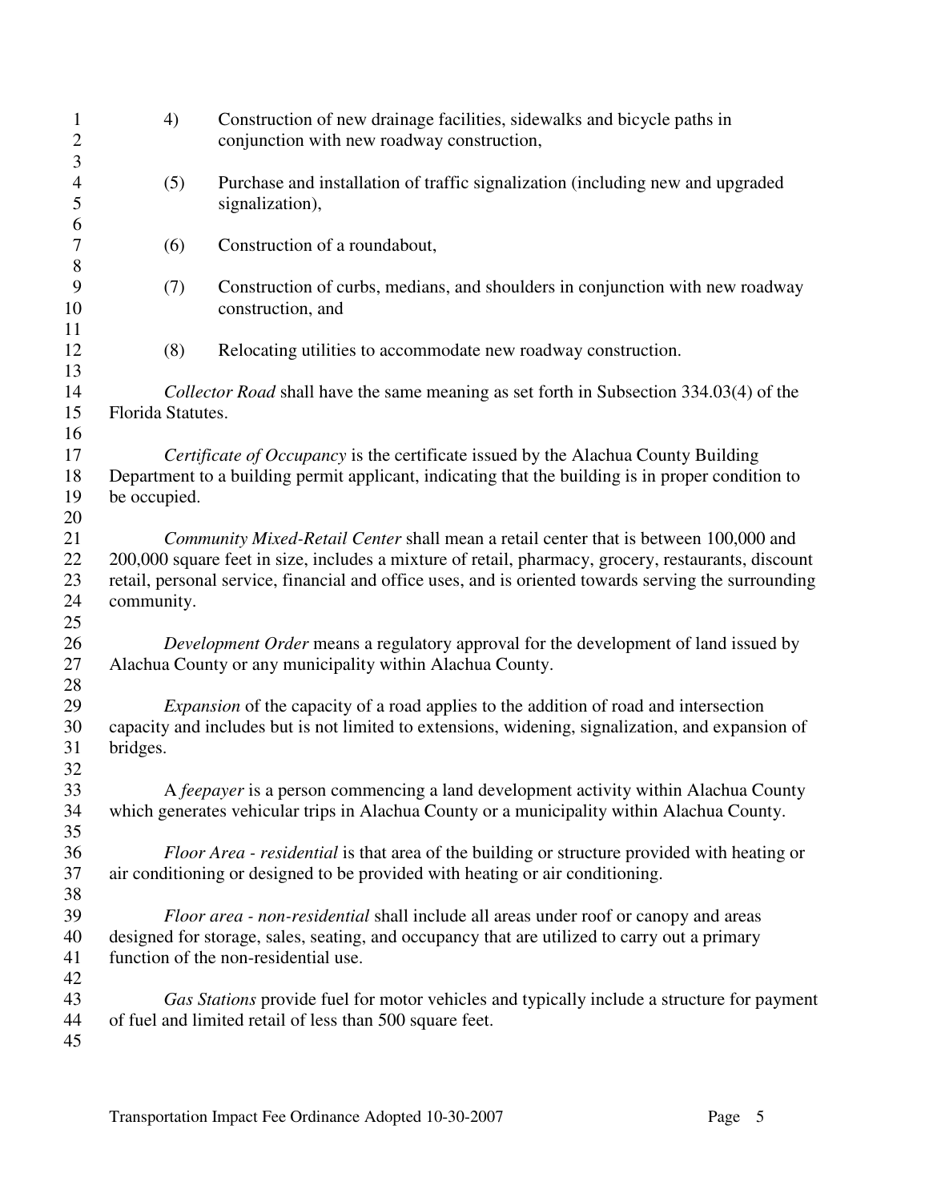4) Construction of new drainage facilities, sidewalks and bicycle paths in conjunction with new roadway construction,

(5) Purchase and installation of traffic signalization (including new and upgraded signalization),

(6) Construction of a roundabout,

(7) Construction of curbs, medians, and shoulders in conjunction with new roadway construction, and

(8) Relocating utilities to accommodate new roadway construction.

*Collector Road* shall have the same meaning as set forth in Subsection 334.03(4) of the Florida Statutes.

*Certificate of Occupancy* is the certificate issued by the Alachua County Building Department to a building permit applicant, indicating that the building is in proper condition to be occupied.

*Community Mixed-Retail Center* shall mean a retail center that is between 100,000 and 200,000 square feet in size, includes a mixture of retail, pharmacy, grocery, restaurants, discount retail, personal service, financial and office uses, and is oriented towards serving the surrounding community.

*Development Order* means a regulatory approval for the development of land issued by Alachua County or any municipality within Alachua County.

*Expansion* of the capacity of a road applies to the addition of road and intersection capacity and includes but is not limited to extensions, widening, signalization, and expansion of bridges.

A *feepayer* is a person commencing a land development activity within Alachua County which generates vehicular trips in Alachua County or a municipality within Alachua County.

*Floor Area - residential* is that area of the building or structure provided with heating or air conditioning or designed to be provided with heating or air conditioning.

*Floor area - non-residential* shall include all areas under roof or canopy and areas designed for storage, sales, seating, and occupancy that are utilized to carry out a primary function of the non-residential use.

*Gas Stations* provide fuel for motor vehicles and typically include a structure for payment of fuel and limited retail of less than 500 square feet.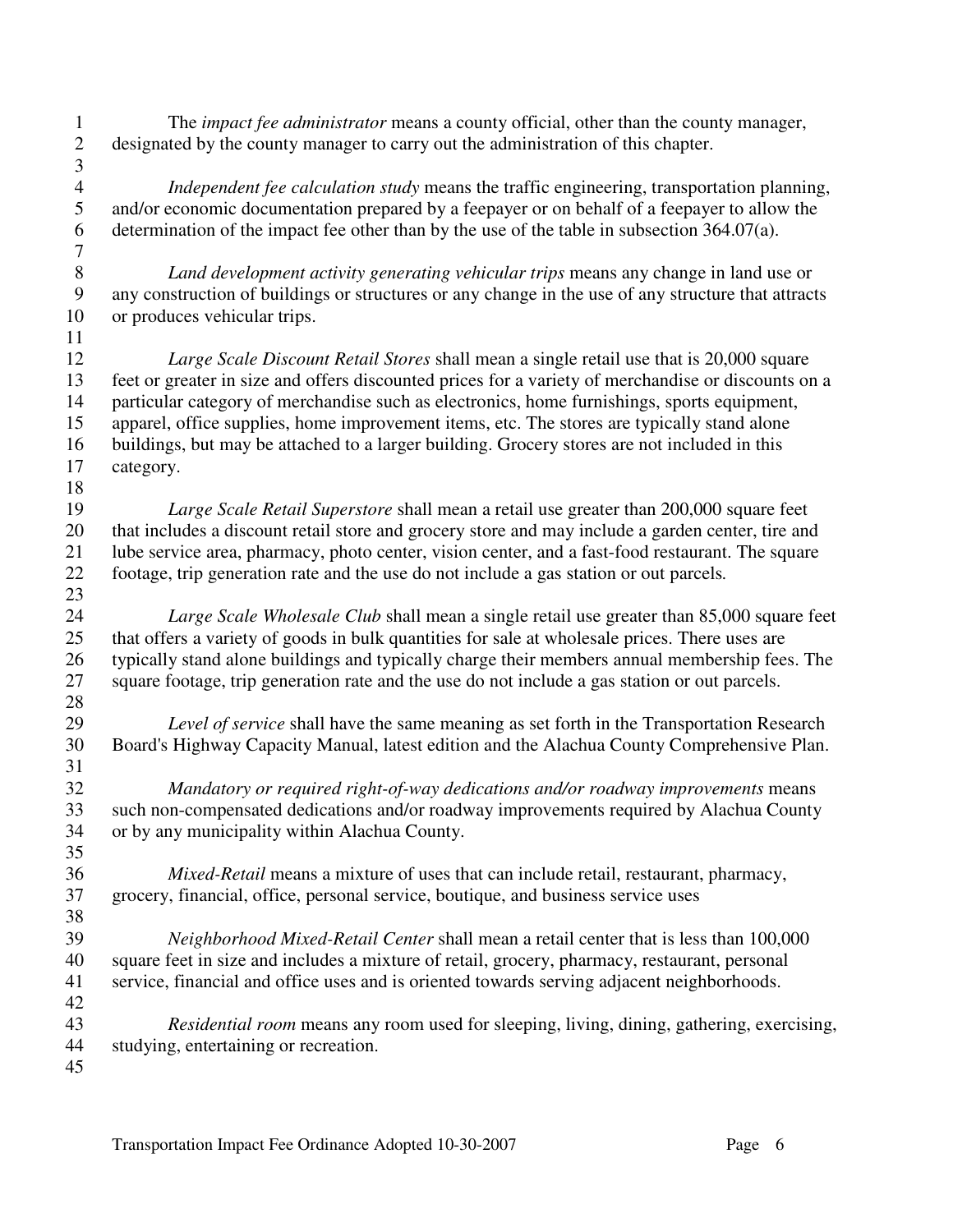The *impact fee administrator* means a county official, other than the county manager, designated by the county manager to carry out the administration of this chapter.

*Independent fee calculation study* means the traffic engineering, transportation planning, and/or economic documentation prepared by a feepayer or on behalf of a feepayer to allow the determination of the impact fee other than by the use of the table in subsection 364.07(a).

*Land development activity generating vehicular trips* means any change in land use or any construction of buildings or structures or any change in the use of any structure that attracts or produces vehicular trips.

*Large Scale Discount Retail Stores* shall mean a single retail use that is 20,000 square feet or greater in size and offers discounted prices for a variety of merchandise or discounts on a particular category of merchandise such as electronics, home furnishings, sports equipment, apparel, office supplies, home improvement items, etc. The stores are typically stand alone buildings, but may be attached to a larger building. Grocery stores are not included in this category.

*Large Scale Retail Superstore* shall mean a retail use greater than 200,000 square feet that includes a discount retail store and grocery store and may include a garden center, tire and lube service area, pharmacy, photo center, vision center, and a fast-food restaurant. The square footage, trip generation rate and the use do not include a gas station or out parcels.

*Large Scale Wholesale Club* shall mean a single retail use greater than 85,000 square feet that offers a variety of goods in bulk quantities for sale at wholesale prices. There uses are typically stand alone buildings and typically charge their members annual membership fees. The square footage, trip generation rate and the use do not include a gas station or out parcels.

*Level of service* shall have the same meaning as set forth in the Transportation Research Board's Highway Capacity Manual, latest edition and the Alachua County Comprehensive Plan.

*Mandatory or required right-of-way dedications and/or roadway improvements* means such non-compensated dedications and/or roadway improvements required by Alachua County or by any municipality within Alachua County.

*Mixed-Retail* means a mixture of uses that can include retail, restaurant, pharmacy, grocery, financial, office, personal service, boutique, and business service uses

*Neighborhood Mixed-Retail Center* shall mean a retail center that is less than 100,000 square feet in size and includes a mixture of retail, grocery, pharmacy, restaurant, personal service, financial and office uses and is oriented towards serving adjacent neighborhoods.

*Residential room* means any room used for sleeping, living, dining, gathering, exercising, studying, entertaining or recreation.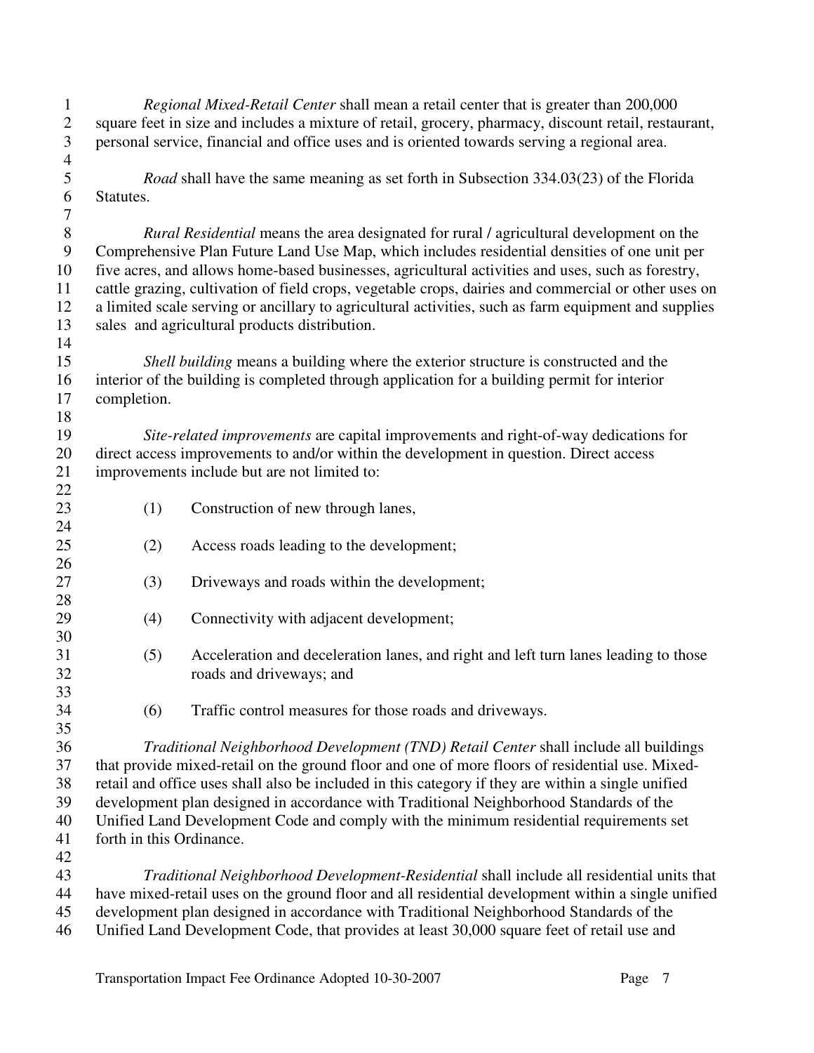*Regional Mixed-Retail Center* shall mean a retail center that is greater than 200,000 square feet in size and includes a mixture of retail, grocery, pharmacy, discount retail, restaurant, personal service, financial and office uses and is oriented towards serving a regional area.

*Road* shall have the same meaning as set forth in Subsection 334.03(23) of the Florida Statutes.

*Rural Residential* means the area designated for rural / agricultural development on the Comprehensive Plan Future Land Use Map, which includes residential densities of one unit per five acres, and allows home-based businesses, agricultural activities and uses, such as forestry, cattle grazing, cultivation of field crops, vegetable crops, dairies and commercial or other uses on a limited scale serving or ancillary to agricultural activities, such as farm equipment and supplies sales and agricultural products distribution.

*Shell building* means a building where the exterior structure is constructed and the interior of the building is completed through application for a building permit for interior completion.

*Site-related improvements* are capital improvements and right-of-way dedications for direct access improvements to and/or within the development in question. Direct access improvements include but are not limited to:

(1) Construction of new through lanes,

(2) Access roads leading to the development;

(3) Driveways and roads within the development;

(4) Connectivity with adjacent development;

(5) Acceleration and deceleration lanes, and right and left turn lanes leading to those roads and driveways; and

(6) Traffic control measures for those roads and driveways.

*Traditional Neighborhood Development (TND) Retail Center* shall include all buildings that provide mixed-retail on the ground floor and one of more floors of residential use. Mixed-retail and office uses shall also be included in this category if they are within a single unified development plan designed in accordance with Traditional Neighborhood Standards of the Unified Land Development Code and comply with the minimum residential requirements set forth in this Ordinance.

*Traditional Neighborhood Development-Residential* shall include all residential units that have mixed-retail uses on the ground floor and all residential development within a single unified development plan designed in accordance with Traditional Neighborhood Standards of the Unified Land Development Code, that provides at least 30,000 square feet of retail use and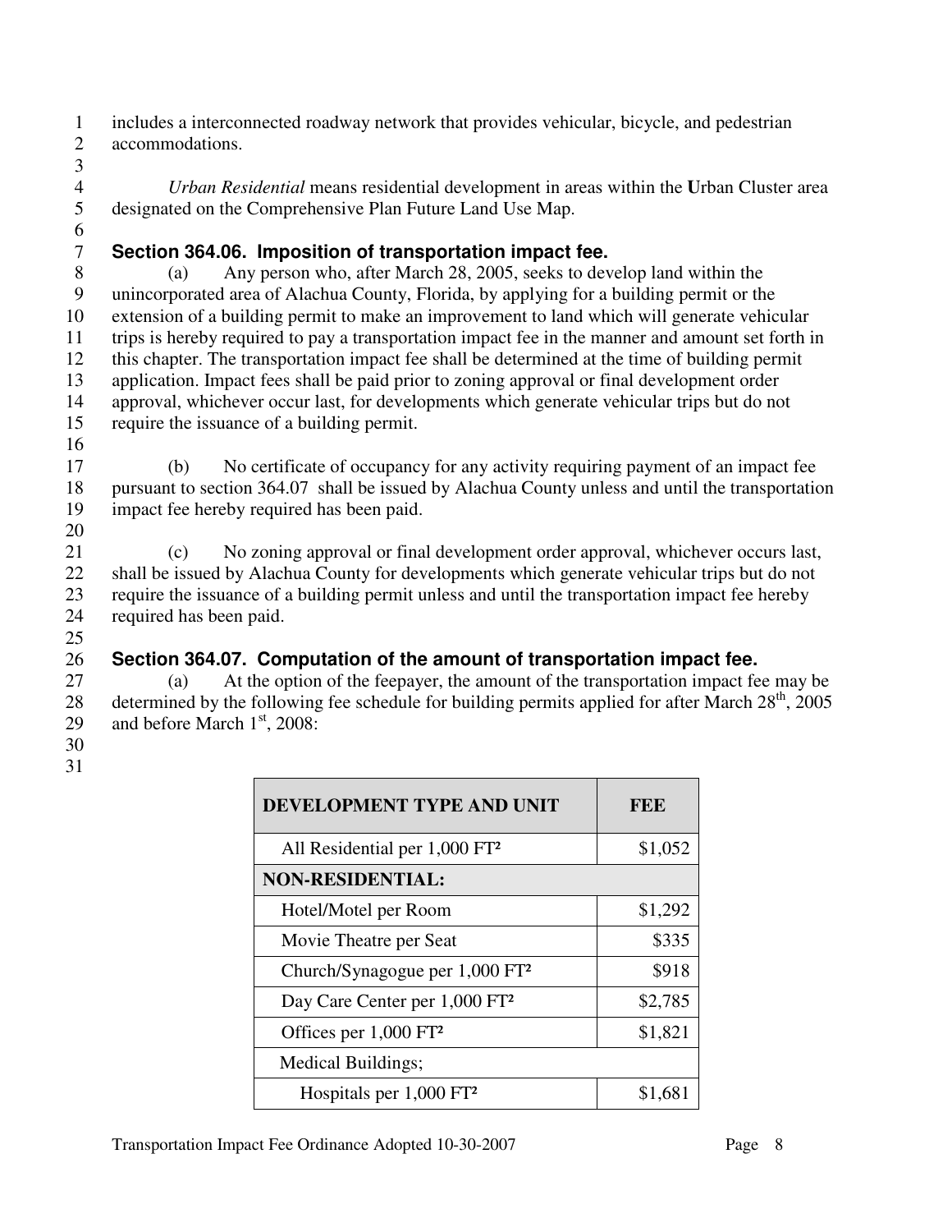includes a interconnected roadway network that provides vehicular, bicycle, and pedestrian accommodations.

*Urban Residential* means residential development in areas within the **U**rban Cluster area designated on the Comprehensive Plan Future Land Use Map.

### Section 364.06. Imposition of transportation impact fee.

(a) Any person who, after March 28, 2005, seeks to develop land within the unincorporated area of Alachua County, Florida, by applying for a building permit or the extension of a building permit to make an improvement to land which will generate vehicular trips is hereby required to pay a transportation impact fee in the manner and amount set forth in this chapter. The transportation impact fee shall be determined at the time of building permit application. Impact fees shall be paid prior to zoning approval or final development order approval, whichever occur last, for developments which generate vehicular trips but do not require the issuance of a building permit.

(b) No certificate of occupancy for any activity requiring payment of an impact fee pursuant to section 364.07 shall be issued by Alachua County unless and until the transportation impact fee hereby required has been paid.

(c) No zoning approval or final development order approval, whichever occurs last, shall be issued by Alachua County for developments which generate vehicular trips but do not require the issuance of a building permit unless and until the transportation impact fee hereby required has been paid.

### Section 364.07. Computation of the amount of transportation impact fee.

(a) At the option of the feepayer, the amount of the transportation impact fee may be determined by the following fee schedule for building permits applied for after March 28th, 2005 and before March 1st, 2008:

| DEVELOPMENT TYPE AND UNIT | FEE |
|---|---|
| All Residential per 1,000 FT² | $1,052 |
| **NON-RESIDENTIAL:** | |
| Hotel/Motel per Room | $1,292 |
| Movie Theatre per Seat | $335 |
| Church/Synagogue per 1,000 FT² | $918 |
| Day Care Center per 1,000 FT² | $2,785 |
| Offices per 1,000 FT² | $1,821 |
| Medical Buildings; | |
| Hospitals per 1,000 FT² | $1,681 |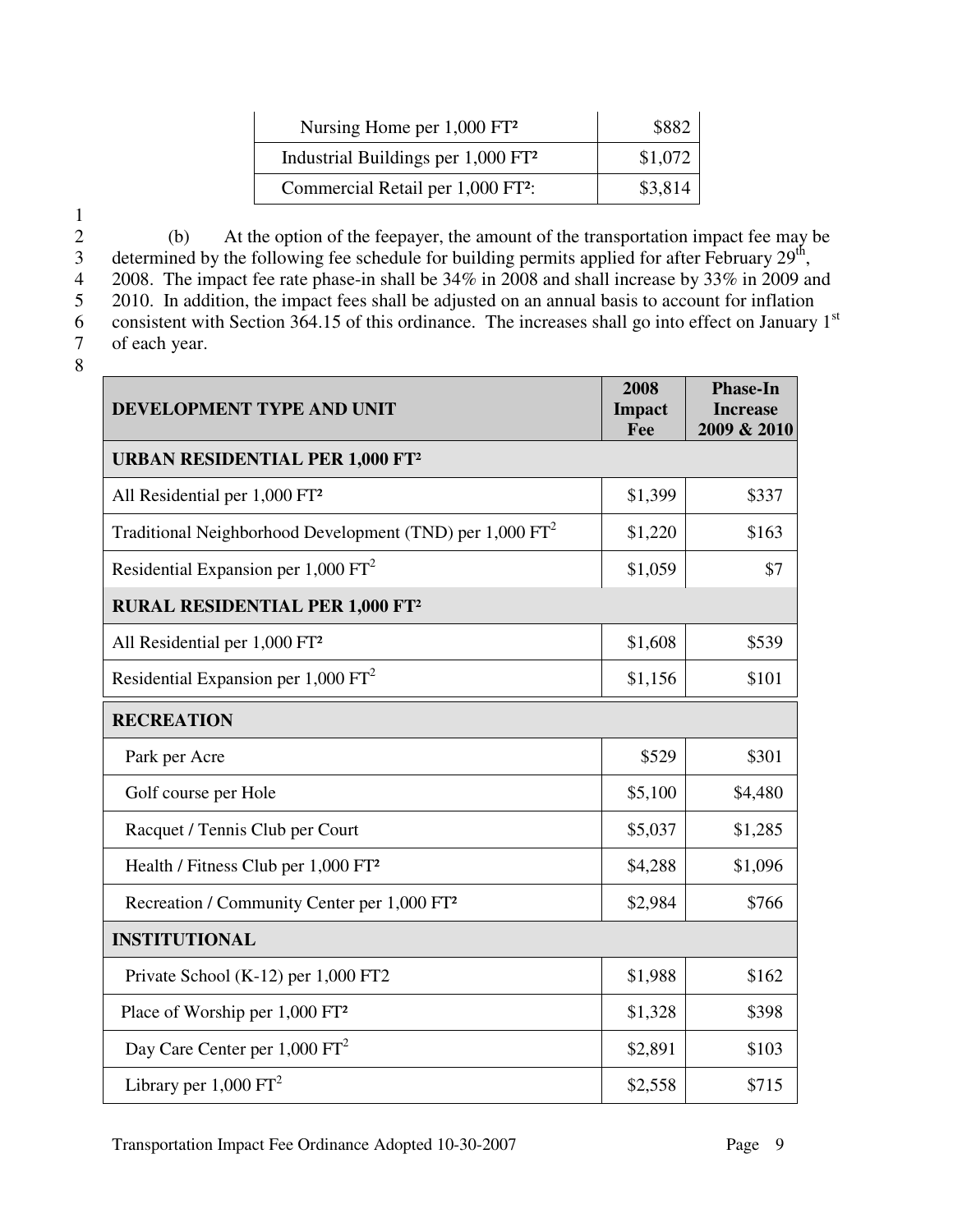| | |
|---|---|
| Nursing Home per 1,000 FT² | $882 |
| Industrial Buildings per 1,000 FT² | $1,072 |
| Commercial Retail per 1,000 FT²: | $3,814 |

(b) At the option of the feepayer, the amount of the transportation impact fee may be determined by the following fee schedule for building permits applied for after February 29th, 2008. The impact fee rate phase-in shall be 34% in 2008 and shall increase by 33% in 2009 and 2010. In addition, the impact fees shall be adjusted on an annual basis to account for inflation consistent with Section 364.15 of this ordinance. The increases shall go into effect on January 1st of each year.

| DEVELOPMENT TYPE AND UNIT | 2008 Impact Fee | Phase-In Increase 2009 & 2010 |
|---|---|---|
| **URBAN RESIDENTIAL PER 1,000 FT²** | | |
| All Residential per 1,000 FT² | $1,399 | $337 |
| Traditional Neighborhood Development (TND) per 1,000 FT² | $1,220 | $163 |
| Residential Expansion per 1,000 FT² | $1,059 | $7 |
| **RURAL RESIDENTIAL PER 1,000 FT²** | | |
| All Residential per 1,000 FT² | $1,608 | $539 |
| Residential Expansion per 1,000 FT² | $1,156 | $101 |
| **RECREATION** | | |
| Park per Acre | $529 | $301 |
| Golf course per Hole | $5,100 | $4,480 |
| Racquet / Tennis Club per Court | $5,037 | $1,285 |
| Health / Fitness Club per 1,000 FT² | $4,288 | $1,096 |
| Recreation / Community Center per 1,000 FT² | $2,984 | $766 |
| **INSTITUTIONAL** | | |
| Private School (K-12) per 1,000 FT2 | $1,988 | $162 |
| Place of Worship per 1,000 FT² | $1,328 | $398 |
| Day Care Center per 1,000 FT² | $2,891 | $103 |
| Library per 1,000 FT² | $2,558 | $715 |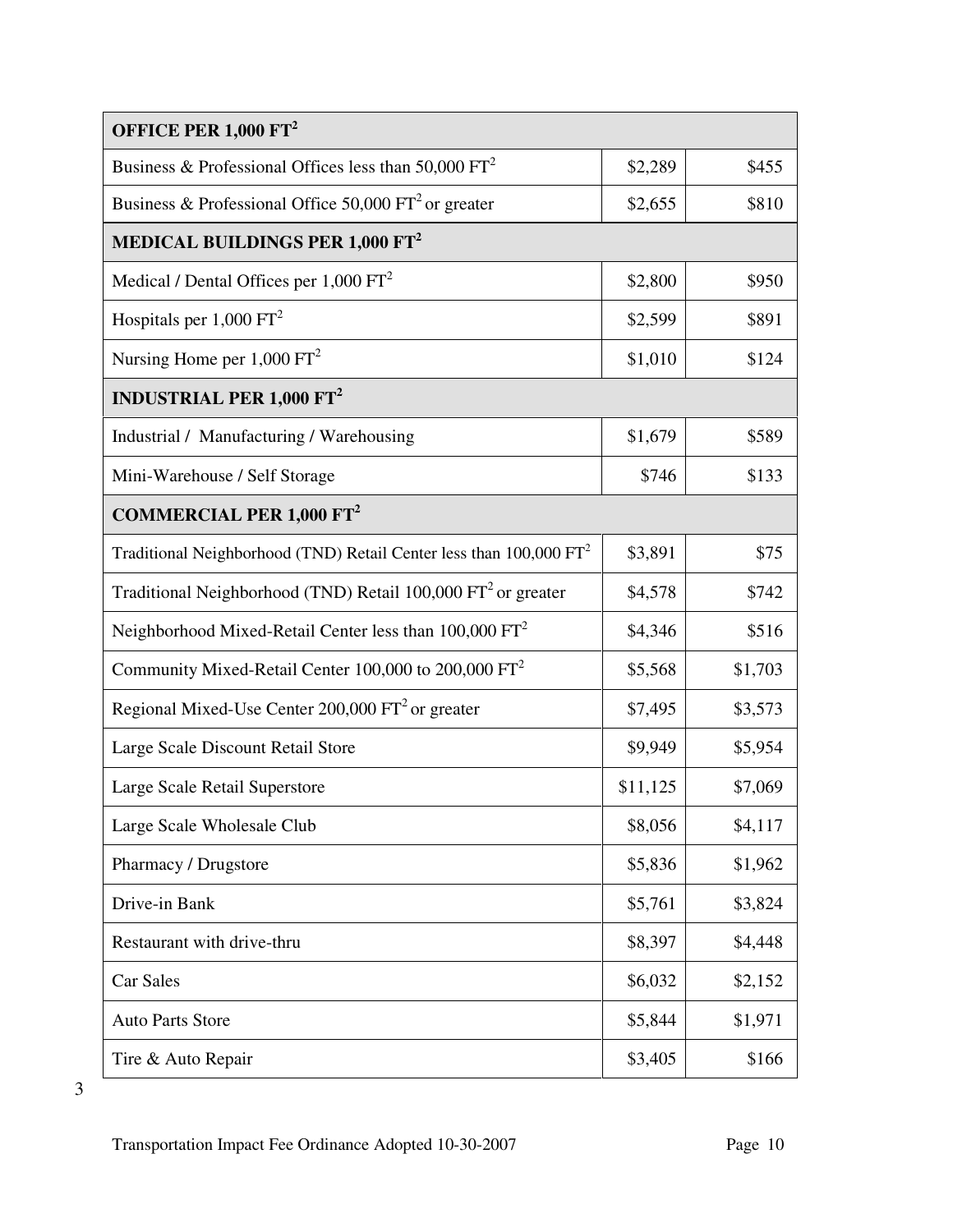| | | |
|---|---|---|
| **OFFICE PER 1,000 FT$^2$** | | |
| Business & Professional Offices less than 50,000 FT$^2$ | \$2,289 | \$455 |
| Business & Professional Office 50,000 FT$^2$ or greater | \$2,655 | \$810 |
| **MEDICAL BUILDINGS PER 1,000 FT$^2$** | | |
| Medical / Dental Offices per 1,000 FT$^2$ | \$2,800 | \$950 |
| Hospitals per 1,000 FT$^2$ | \$2,599 | \$891 |
| Nursing Home per 1,000 FT$^2$ | \$1,010 | \$124 |
| **INDUSTRIAL PER 1,000 FT$^2$** | | |
| Industrial / Manufacturing / Warehousing | \$1,679 | \$589 |
| Mini-Warehouse / Self Storage | \$746 | \$133 |
| **COMMERCIAL PER 1,000 FT$^2$** | | |
| Traditional Neighborhood (TND) Retail Center less than 100,000 FT$^2$ | \$3,891 | \$75 |
| Traditional Neighborhood (TND) Retail 100,000 FT$^2$ or greater | \$4,578 | \$742 |
| Neighborhood Mixed-Retail Center less than 100,000 FT$^2$ | \$4,346 | \$516 |
| Community Mixed-Retail Center 100,000 to 200,000 FT$^2$ | \$5,568 | \$1,703 |
| Regional Mixed-Use Center 200,000 FT$^2$ or greater | \$7,495 | \$3,573 |
| Large Scale Discount Retail Store | \$9,949 | \$5,954 |
| Large Scale Retail Superstore | \$11,125 | \$7,069 |
| Large Scale Wholesale Club | \$8,056 | \$4,117 |
| Pharmacy / Drugstore | \$5,836 | \$1,962 |
| Drive-in Bank | \$5,761 | \$3,824 |
| Restaurant with drive-thru | \$8,397 | \$4,448 |
| Car Sales | \$6,032 | \$2,152 |
| Auto Parts Store | \$5,844 | \$1,971 |
| Tire & Auto Repair | \$3,405 | \$166 |

3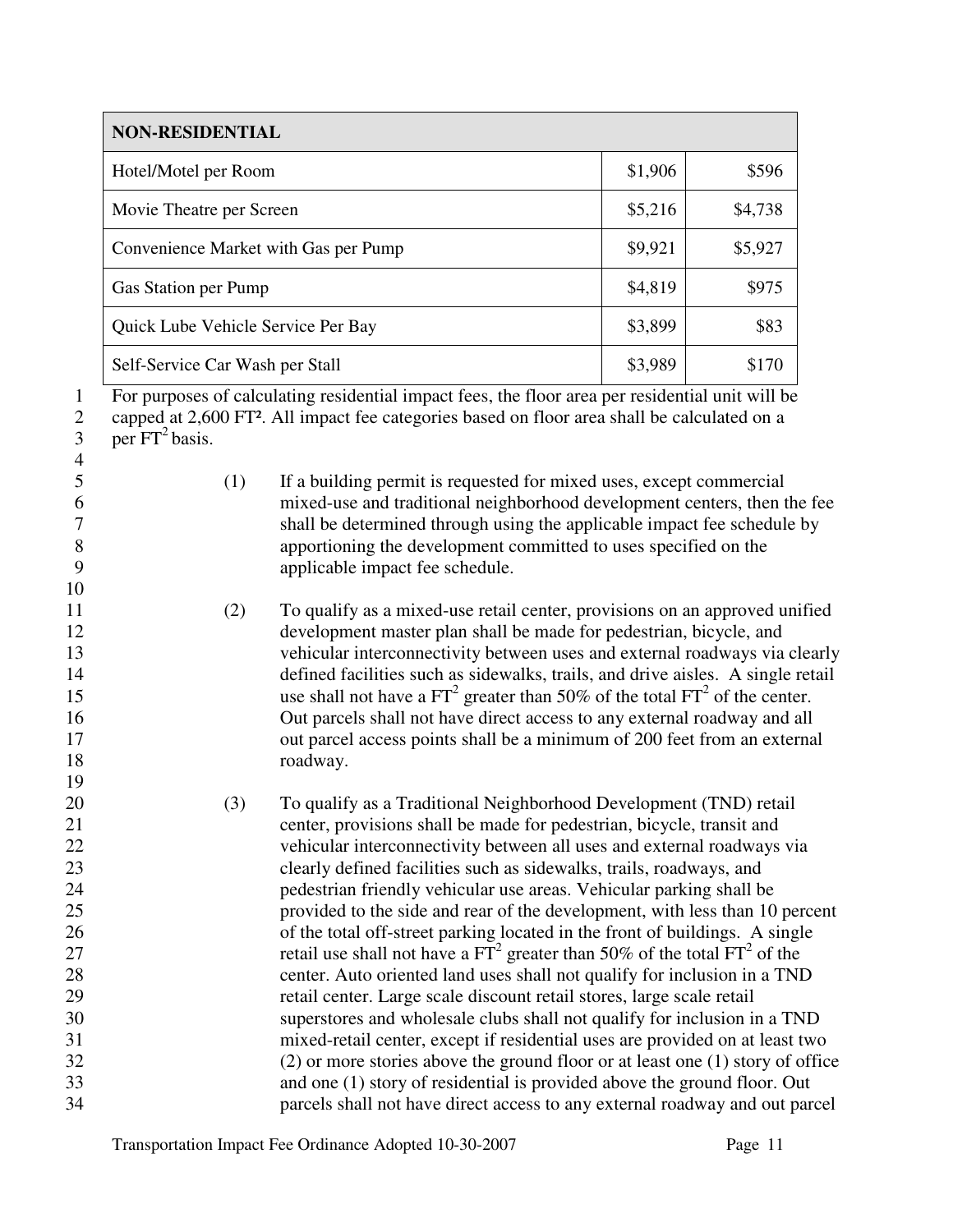| NON-RESIDENTIAL | | |
|---|---|---|
| Hotel/Motel per Room | $1,906 | $596 |
| Movie Theatre per Screen | $5,216 | $4,738 |
| Convenience Market with Gas per Pump | $9,921 | $5,927 |
| Gas Station per Pump | $4,819 | $975 |
| Quick Lube Vehicle Service Per Bay | $3,899 | $83 |
| Self-Service Car Wash per Stall | $3,989 | $170 |

For purposes of calculating residential impact fees, the floor area per residential unit will be capped at 2,600 $FT^2$. All impact fee categories based on floor area shall be calculated on a per $FT^2$ basis.

(1) If a building permit is requested for mixed uses, except commercial mixed-use and traditional neighborhood development centers, then the fee shall be determined through using the applicable impact fee schedule by apportioning the development committed to uses specified on the applicable impact fee schedule.

(2) To qualify as a mixed-use retail center, provisions on an approved unified development master plan shall be made for pedestrian, bicycle, and vehicular interconnectivity between uses and external roadways via clearly defined facilities such as sidewalks, trails, and drive aisles. A single retail use shall not have a $FT^2$ greater than 50% of the total $FT^2$ of the center. Out parcels shall not have direct access to any external roadway and all out parcel access points shall be a minimum of 200 feet from an external roadway.

(3) To qualify as a Traditional Neighborhood Development (TND) retail center, provisions shall be made for pedestrian, bicycle, transit and vehicular interconnectivity between all uses and external roadways via clearly defined facilities such as sidewalks, trails, roadways, and pedestrian friendly vehicular use areas. Vehicular parking shall be provided to the side and rear of the development, with less than 10 percent of the total off-street parking located in the front of buildings. A single retail use shall not have a $FT^2$ greater than 50% of the total $FT^2$ of the center. Auto oriented land uses shall not qualify for inclusion in a TND retail center. Large scale discount retail stores, large scale retail superstores and wholesale clubs shall not qualify for inclusion in a TND mixed-retail center, except if residential uses are provided on at least two (2) or more stories above the ground floor or at least one (1) story of office and one (1) story of residential is provided above the ground floor. Out parcels shall not have direct access to any external roadway and out parcel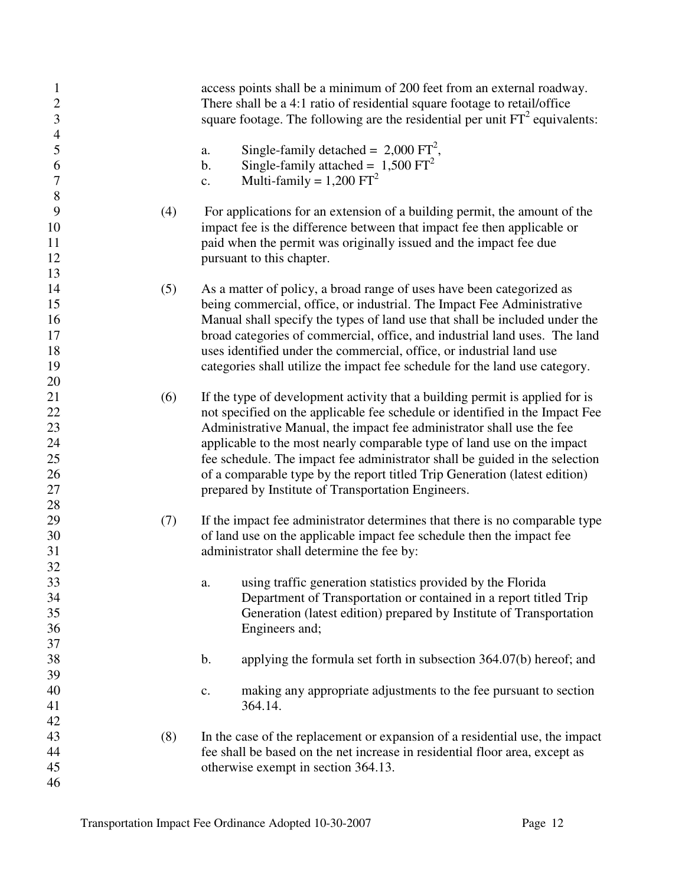access points shall be a minimum of 200 feet from an external roadway. There shall be a 4:1 ratio of residential square footage to retail/office square footage. The following are the residential per unit $FT^2$ equivalents:

a. Single-family detached = 2,000 $FT^2$,
b. Single-family attached = 1,500 $FT^2$
c. Multi-family = 1,200 $FT^2$

(4) For applications for an extension of a building permit, the amount of the impact fee is the difference between that impact fee then applicable or paid when the permit was originally issued and the impact fee due pursuant to this chapter.

(5) As a matter of policy, a broad range of uses have been categorized as being commercial, office, or industrial. The Impact Fee Administrative Manual shall specify the types of land use that shall be included under the broad categories of commercial, office, and industrial land uses. The land uses identified under the commercial, office, or industrial land use categories shall utilize the impact fee schedule for the land use category.

(6) If the type of development activity that a building permit is applied for is not specified on the applicable fee schedule or identified in the Impact Fee Administrative Manual, the impact fee administrator shall use the fee applicable to the most nearly comparable type of land use on the impact fee schedule. The impact fee administrator shall be guided in the selection of a comparable type by the report titled Trip Generation (latest edition) prepared by Institute of Transportation Engineers.

(7) If the impact fee administrator determines that there is no comparable type of land use on the applicable impact fee schedule then the impact fee administrator shall determine the fee by:

a. using traffic generation statistics provided by the Florida Department of Transportation or contained in a report titled Trip Generation (latest edition) prepared by Institute of Transportation Engineers and;

b. applying the formula set forth in subsection 364.07(b) hereof; and

c. making any appropriate adjustments to the fee pursuant to section 364.14.

(8) In the case of the replacement or expansion of a residential use, the impact fee shall be based on the net increase in residential floor area, except as otherwise exempt in section 364.13.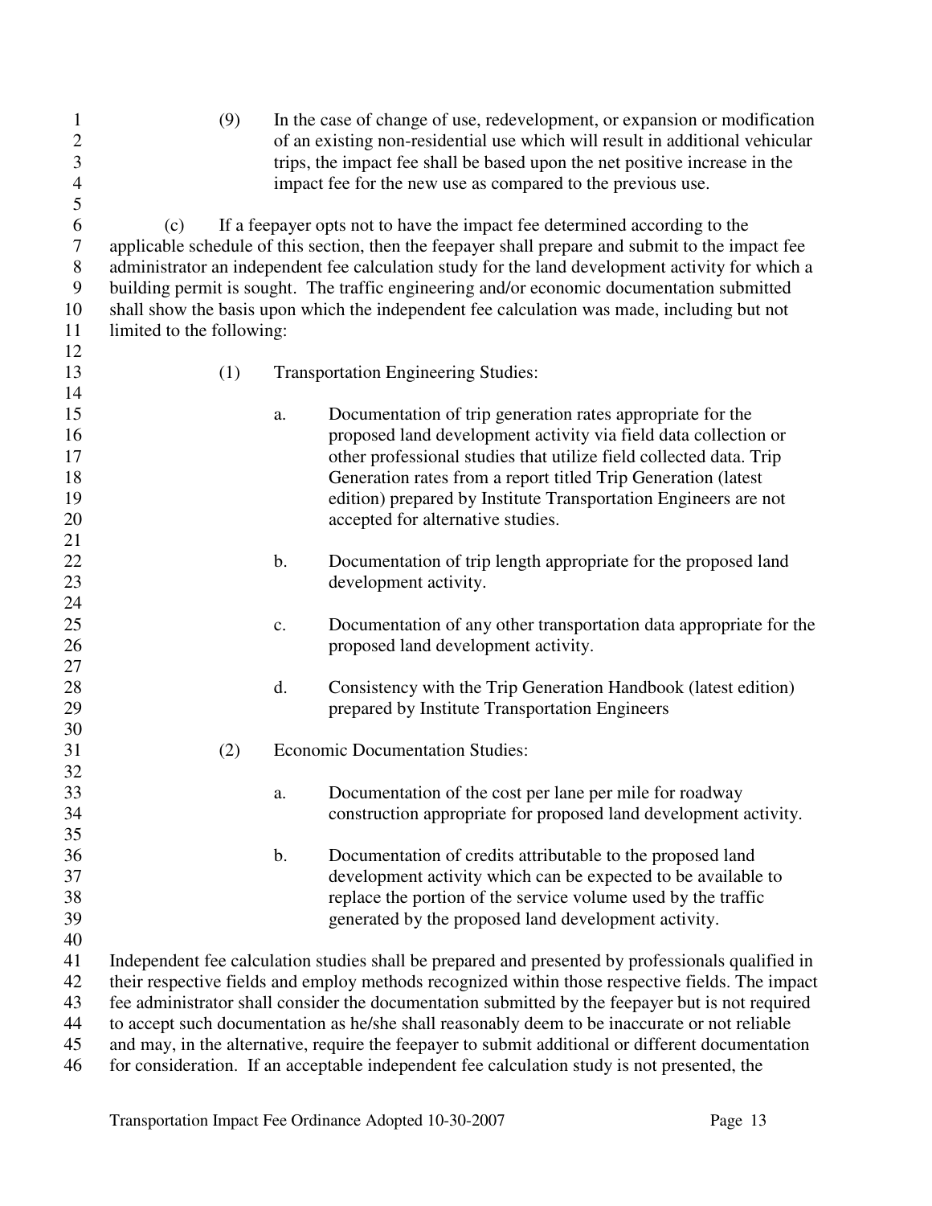(9) In the case of change of use, redevelopment, or expansion or modification of an existing non-residential use which will result in additional vehicular trips, the impact fee shall be based upon the net positive increase in the impact fee for the new use as compared to the previous use.

(c) If a feepayer opts not to have the impact fee determined according to the applicable schedule of this section, then the feepayer shall prepare and submit to the impact fee administrator an independent fee calculation study for the land development activity for which a building permit is sought. The traffic engineering and/or economic documentation submitted shall show the basis upon which the independent fee calculation was made, including but not limited to the following:

(1) Transportation Engineering Studies:

a. Documentation of trip generation rates appropriate for the proposed land development activity via field data collection or other professional studies that utilize field collected data. Trip Generation rates from a report titled Trip Generation (latest edition) prepared by Institute Transportation Engineers are not accepted for alternative studies.

b. Documentation of trip length appropriate for the proposed land development activity.

c. Documentation of any other transportation data appropriate for the proposed land development activity.

d. Consistency with the Trip Generation Handbook (latest edition) prepared by Institute Transportation Engineers

(2) Economic Documentation Studies:

a. Documentation of the cost per lane per mile for roadway construction appropriate for proposed land development activity.

b. Documentation of credits attributable to the proposed land development activity which can be expected to be available to replace the portion of the service volume used by the traffic generated by the proposed land development activity.

Independent fee calculation studies shall be prepared and presented by professionals qualified in their respective fields and employ methods recognized within those respective fields. The impact fee administrator shall consider the documentation submitted by the feepayer but is not required to accept such documentation as he/she shall reasonably deem to be inaccurate or not reliable and may, in the alternative, require the feepayer to submit additional or different documentation for consideration. If an acceptable independent fee calculation study is not presented, the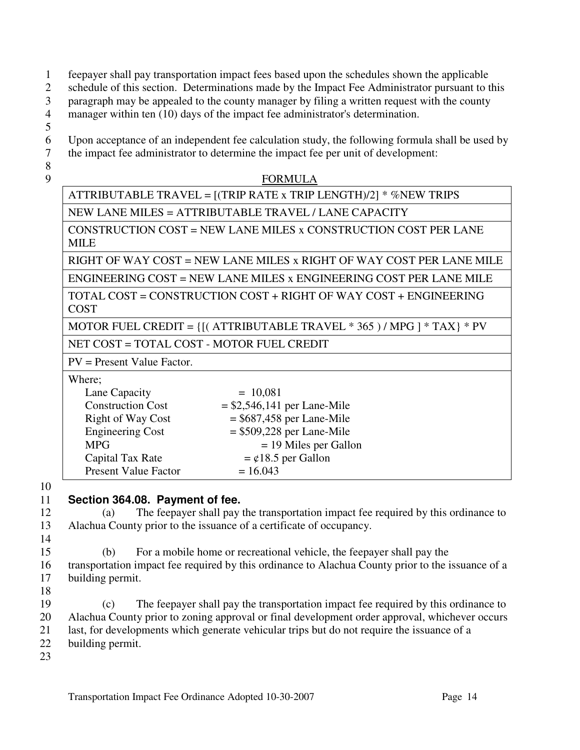feepayer shall pay transportation impact fees based upon the schedules shown the applicable schedule of this section. Determinations made by the Impact Fee Administrator pursuant to this paragraph may be appealed to the county manager by filing a written request with the county manager within ten (10) days of the impact fee administrator's determination.

Upon acceptance of an independent fee calculation study, the following formula shall be used by the impact fee administrator to determine the impact fee per unit of development:

FORMULA

| |
|---|
| ATTRIBUTABLE TRAVEL = [(TRIP RATE x TRIP LENGTH)/2] * %NEW TRIPS |
| NEW LANE MILES = ATTRIBUTABLE TRAVEL / LANE CAPACITY |
| CONSTRUCTION COST = NEW LANE MILES x CONSTRUCTION COST PER LANE MILE |
| RIGHT OF WAY COST = NEW LANE MILES x RIGHT OF WAY COST PER LANE MILE |
| ENGINEERING COST = NEW LANE MILES x ENGINEERING COST PER LANE MILE |
| TOTAL COST = CONSTRUCTION COST + RIGHT OF WAY COST + ENGINEERING COST |
| MOTOR FUEL CREDIT = {[( ATTRIBUTABLE TRAVEL * 365 ) / MPG ] * TAX} * PV |
| NET COST = TOTAL COST - MOTOR FUEL CREDIT |
| PV = Present Value Factor. |
| Where;<br>Lane Capacity = 10,081<br>Construction Cost = $2,546,141 per Lane-Mile<br>Right of Way Cost = $687,458 per Lane-Mile<br>Engineering Cost = $509,228 per Lane-Mile<br>MPG = 19 Miles per Gallon<br>Capital Tax Rate = ¢18.5 per Gallon<br>Present Value Factor = 16.043 |

**Section 364.08. Payment of fee.**

(a) The feepayer shall pay the transportation impact fee required by this ordinance to Alachua County prior to the issuance of a certificate of occupancy.

(b) For a mobile home or recreational vehicle, the feepayer shall pay the transportation impact fee required by this ordinance to Alachua County prior to the issuance of a building permit.

(c) The feepayer shall pay the transportation impact fee required by this ordinance to Alachua County prior to zoning approval or final development order approval, whichever occurs last, for developments which generate vehicular trips but do not require the issuance of a building permit.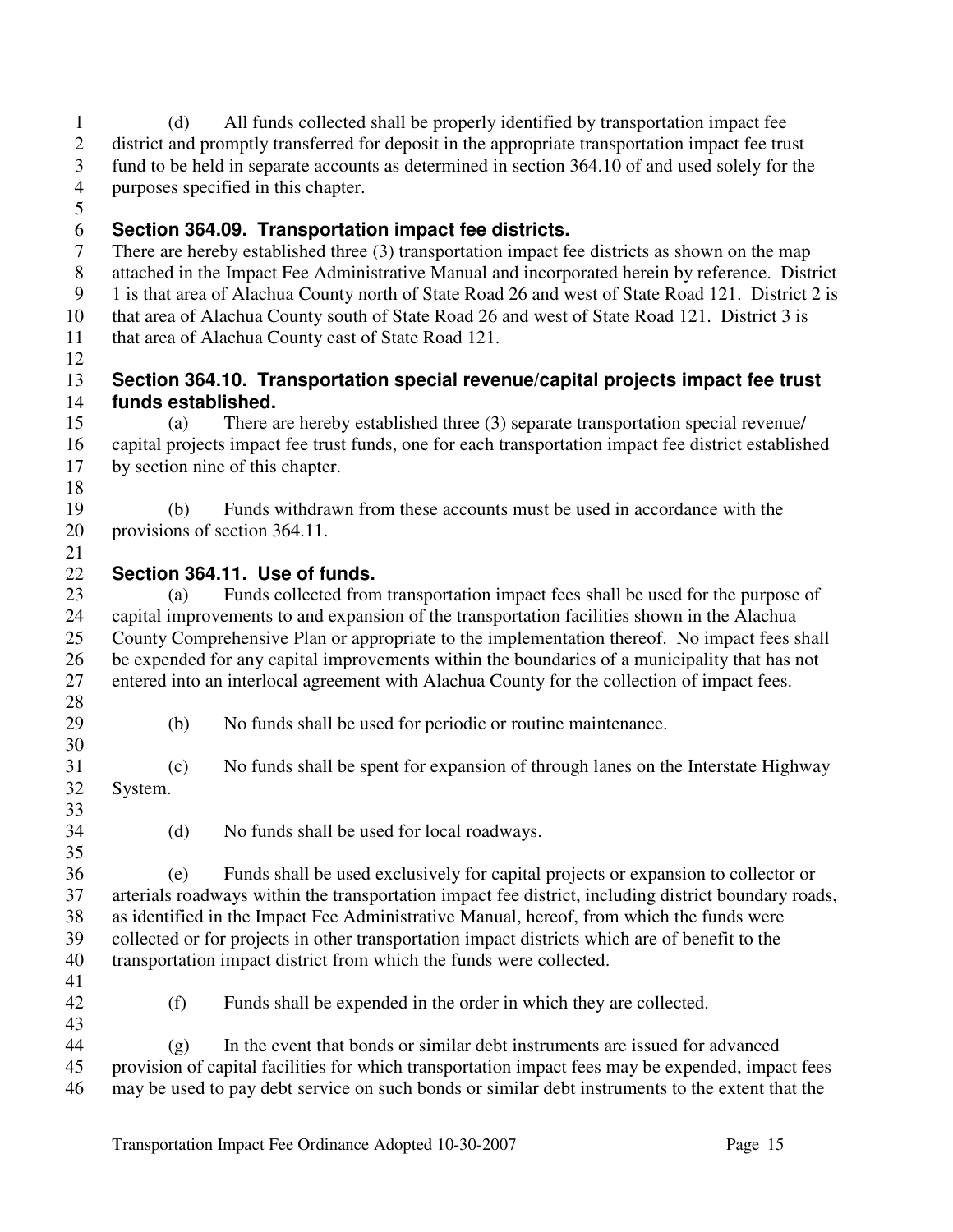(d) All funds collected shall be properly identified by transportation impact fee district and promptly transferred for deposit in the appropriate transportation impact fee trust fund to be held in separate accounts as determined in section 364.10 of and used solely for the purposes specified in this chapter.

### Section 364.09. Transportation impact fee districts.

There are hereby established three (3) transportation impact fee districts as shown on the map attached in the Impact Fee Administrative Manual and incorporated herein by reference. District 1 is that area of Alachua County north of State Road 26 and west of State Road 121. District 2 is that area of Alachua County south of State Road 26 and west of State Road 121. District 3 is that area of Alachua County east of State Road 121.

### Section 364.10. Transportation special revenue/capital projects impact fee trust funds established.

(a) There are hereby established three (3) separate transportation special revenue/ capital projects impact fee trust funds, one for each transportation impact fee district established by section nine of this chapter.

(b) Funds withdrawn from these accounts must be used in accordance with the provisions of section 364.11.

### Section 364.11. Use of funds.

(a) Funds collected from transportation impact fees shall be used for the purpose of capital improvements to and expansion of the transportation facilities shown in the Alachua County Comprehensive Plan or appropriate to the implementation thereof. No impact fees shall be expended for any capital improvements within the boundaries of a municipality that has not entered into an interlocal agreement with Alachua County for the collection of impact fees.

(b) No funds shall be used for periodic or routine maintenance.

(c) No funds shall be spent for expansion of through lanes on the Interstate Highway System.

(d) No funds shall be used for local roadways.

(e) Funds shall be used exclusively for capital projects or expansion to collector or arterials roadways within the transportation impact fee district, including district boundary roads, as identified in the Impact Fee Administrative Manual, hereof, from which the funds were collected or for projects in other transportation impact districts which are of benefit to the transportation impact district from which the funds were collected.

(f) Funds shall be expended in the order in which they are collected.

(g) In the event that bonds or similar debt instruments are issued for advanced provision of capital facilities for which transportation impact fees may be expended, impact fees may be used to pay debt service on such bonds or similar debt instruments to the extent that the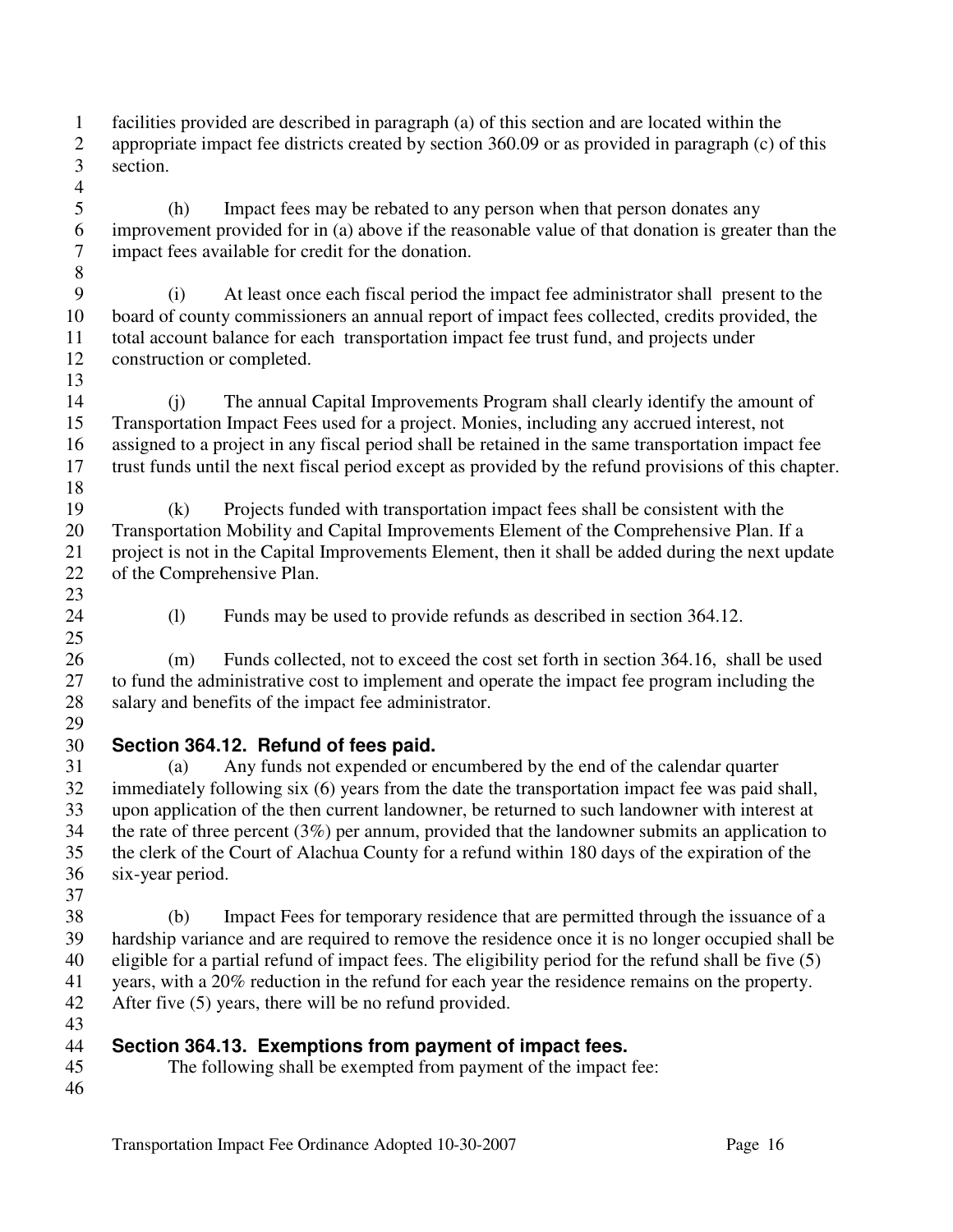facilities provided are described in paragraph (a) of this section and are located within the appropriate impact fee districts created by section 360.09 or as provided in paragraph (c) of this section.

(h) Impact fees may be rebated to any person when that person donates any improvement provided for in (a) above if the reasonable value of that donation is greater than the impact fees available for credit for the donation.

(i) At least once each fiscal period the impact fee administrator shall present to the board of county commissioners an annual report of impact fees collected, credits provided, the total account balance for each transportation impact fee trust fund, and projects under construction or completed.

(j) The annual Capital Improvements Program shall clearly identify the amount of Transportation Impact Fees used for a project. Monies, including any accrued interest, not assigned to a project in any fiscal period shall be retained in the same transportation impact fee trust funds until the next fiscal period except as provided by the refund provisions of this chapter.

(k) Projects funded with transportation impact fees shall be consistent with the Transportation Mobility and Capital Improvements Element of the Comprehensive Plan. If a project is not in the Capital Improvements Element, then it shall be added during the next update of the Comprehensive Plan.

(l) Funds may be used to provide refunds as described in section 364.12.

(m) Funds collected, not to exceed the cost set forth in section 364.16, shall be used to fund the administrative cost to implement and operate the impact fee program including the salary and benefits of the impact fee administrator.

### Section 364.12. Refund of fees paid.

(a) Any funds not expended or encumbered by the end of the calendar quarter immediately following six (6) years from the date the transportation impact fee was paid shall, upon application of the then current landowner, be returned to such landowner with interest at the rate of three percent (3%) per annum, provided that the landowner submits an application to the clerk of the Court of Alachua County for a refund within 180 days of the expiration of the six-year period.

(b) Impact Fees for temporary residence that are permitted through the issuance of a hardship variance and are required to remove the residence once it is no longer occupied shall be eligible for a partial refund of impact fees. The eligibility period for the refund shall be five (5) years, with a 20% reduction in the refund for each year the residence remains on the property. After five (5) years, there will be no refund provided.

### Section 364.13. Exemptions from payment of impact fees.

The following shall be exempted from payment of the impact fee: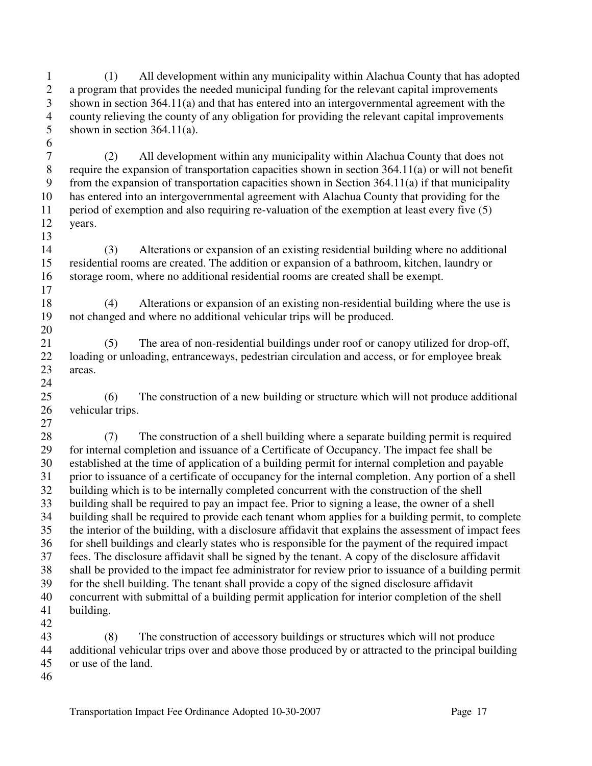(1) All development within any municipality within Alachua County that has adopted a program that provides the needed municipal funding for the relevant capital improvements shown in section 364.11(a) and that has entered into an intergovernmental agreement with the county relieving the county of any obligation for providing the relevant capital improvements shown in section 364.11(a).

(2) All development within any municipality within Alachua County that does not require the expansion of transportation capacities shown in section 364.11(a) or will not benefit from the expansion of transportation capacities shown in Section 364.11(a) if that municipality has entered into an intergovernmental agreement with Alachua County that providing for the period of exemption and also requiring re-valuation of the exemption at least every five (5) years.

(3) Alterations or expansion of an existing residential building where no additional residential rooms are created. The addition or expansion of a bathroom, kitchen, laundry or storage room, where no additional residential rooms are created shall be exempt.

(4) Alterations or expansion of an existing non-residential building where the use is not changed and where no additional vehicular trips will be produced.

(5) The area of non-residential buildings under roof or canopy utilized for drop-off, loading or unloading, entranceways, pedestrian circulation and access, or for employee break areas.

(6) The construction of a new building or structure which will not produce additional vehicular trips.

(7) The construction of a shell building where a separate building permit is required for internal completion and issuance of a Certificate of Occupancy. The impact fee shall be established at the time of application of a building permit for internal completion and payable prior to issuance of a certificate of occupancy for the internal completion. Any portion of a shell building which is to be internally completed concurrent with the construction of the shell building shall be required to pay an impact fee. Prior to signing a lease, the owner of a shell building shall be required to provide each tenant whom applies for a building permit, to complete the interior of the building, with a disclosure affidavit that explains the assessment of impact fees for shell buildings and clearly states who is responsible for the payment of the required impact fees. The disclosure affidavit shall be signed by the tenant. A copy of the disclosure affidavit shall be provided to the impact fee administrator for review prior to issuance of a building permit for the shell building. The tenant shall provide a copy of the signed disclosure affidavit concurrent with submittal of a building permit application for interior completion of the shell building.

(8) The construction of accessory buildings or structures which will not produce additional vehicular trips over and above those produced by or attracted to the principal building or use of the land.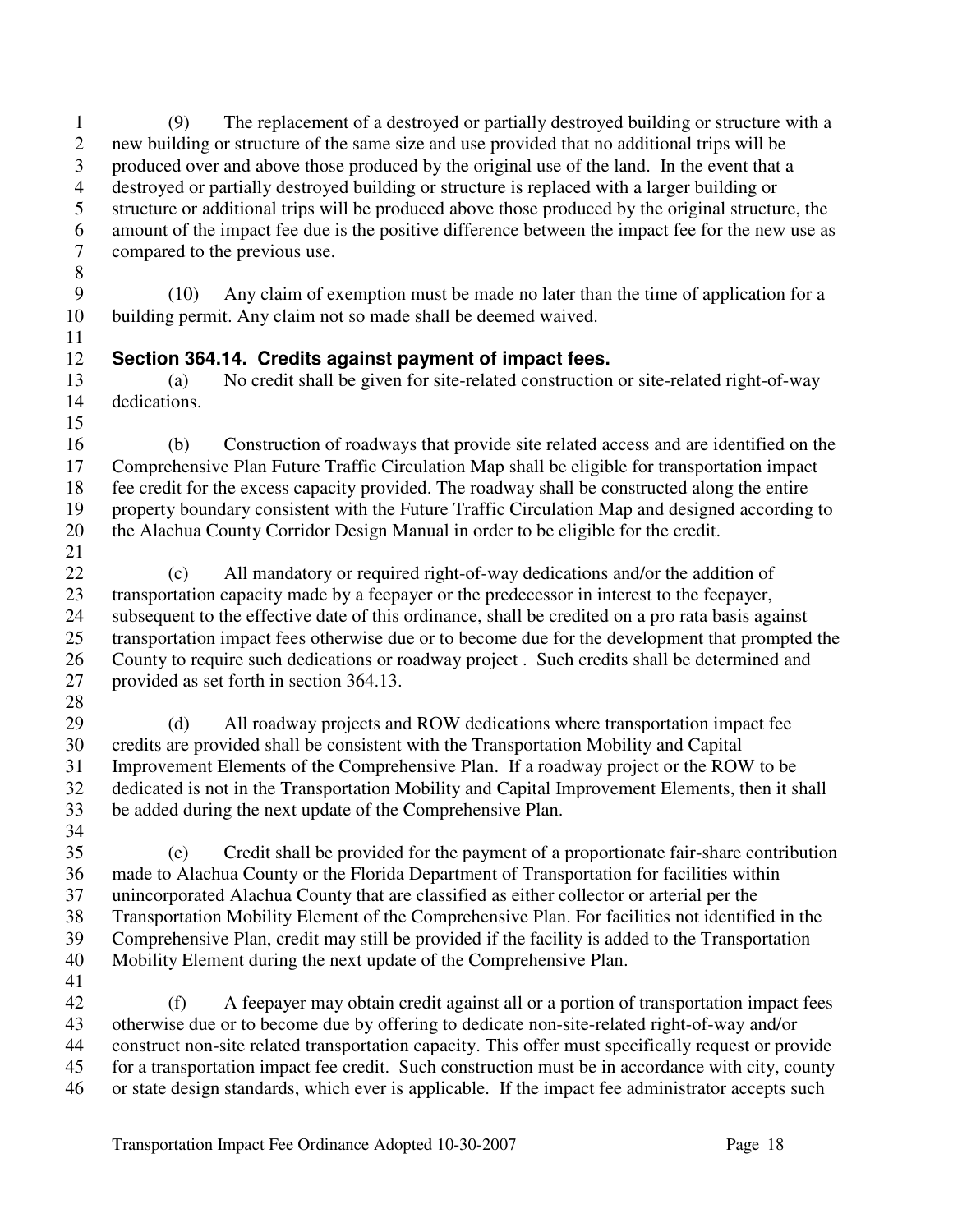(9) The replacement of a destroyed or partially destroyed building or structure with a new building or structure of the same size and use provided that no additional trips will be produced over and above those produced by the original use of the land. In the event that a destroyed or partially destroyed building or structure is replaced with a larger building or structure or additional trips will be produced above those produced by the original structure, the amount of the impact fee due is the positive difference between the impact fee for the new use as compared to the previous use.

(10) Any claim of exemption must be made no later than the time of application for a building permit. Any claim not so made shall be deemed waived.

## Section 364.14. Credits against payment of impact fees.

(a) No credit shall be given for site-related construction or site-related right-of-way dedications.

(b) Construction of roadways that provide site related access and are identified on the Comprehensive Plan Future Traffic Circulation Map shall be eligible for transportation impact fee credit for the excess capacity provided. The roadway shall be constructed along the entire property boundary consistent with the Future Traffic Circulation Map and designed according to the Alachua County Corridor Design Manual in order to be eligible for the credit.

(c) All mandatory or required right-of-way dedications and/or the addition of transportation capacity made by a feepayer or the predecessor in interest to the feepayer, subsequent to the effective date of this ordinance, shall be credited on a pro rata basis against transportation impact fees otherwise due or to become due for the development that prompted the County to require such dedications or roadway project . Such credits shall be determined and provided as set forth in section 364.13.

(d) All roadway projects and ROW dedications where transportation impact fee credits are provided shall be consistent with the Transportation Mobility and Capital Improvement Elements of the Comprehensive Plan. If a roadway project or the ROW to be dedicated is not in the Transportation Mobility and Capital Improvement Elements, then it shall be added during the next update of the Comprehensive Plan.

(e) Credit shall be provided for the payment of a proportionate fair-share contribution made to Alachua County or the Florida Department of Transportation for facilities within unincorporated Alachua County that are classified as either collector or arterial per the Transportation Mobility Element of the Comprehensive Plan. For facilities not identified in the Comprehensive Plan, credit may still be provided if the facility is added to the Transportation Mobility Element during the next update of the Comprehensive Plan.

(f) A feepayer may obtain credit against all or a portion of transportation impact fees otherwise due or to become due by offering to dedicate non-site-related right-of-way and/or construct non-site related transportation capacity. This offer must specifically request or provide for a transportation impact fee credit. Such construction must be in accordance with city, county or state design standards, which ever is applicable. If the impact fee administrator accepts such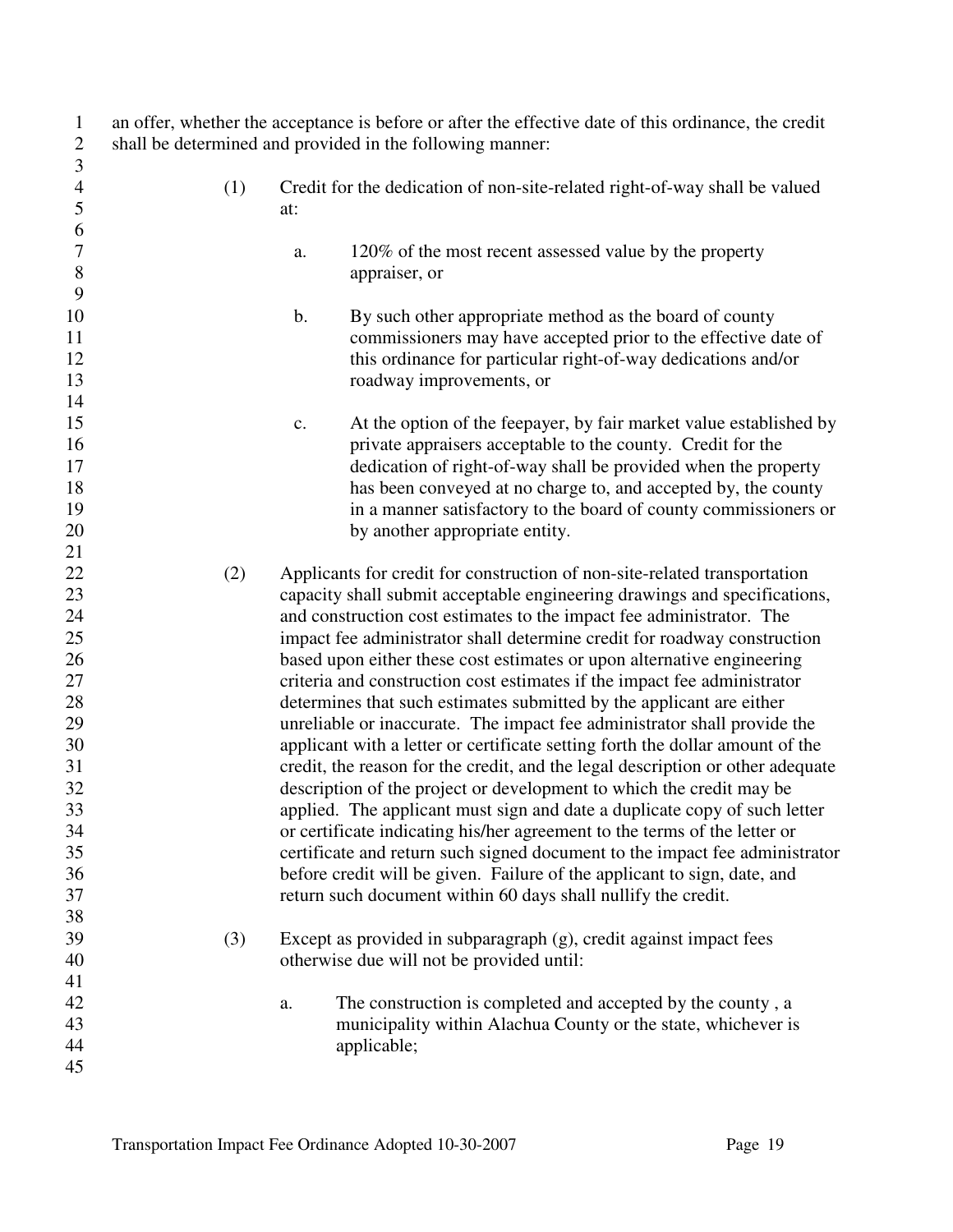an offer, whether the acceptance is before or after the effective date of this ordinance, the credit shall be determined and provided in the following manner:

(1) Credit for the dedication of non-site-related right-of-way shall be valued at:

a. 120% of the most recent assessed value by the property appraiser, or

b. By such other appropriate method as the board of county commissioners may have accepted prior to the effective date of this ordinance for particular right-of-way dedications and/or roadway improvements, or

c. At the option of the feepayer, by fair market value established by private appraisers acceptable to the county. Credit for the dedication of right-of-way shall be provided when the property has been conveyed at no charge to, and accepted by, the county in a manner satisfactory to the board of county commissioners or by another appropriate entity.

(2) Applicants for credit for construction of non-site-related transportation capacity shall submit acceptable engineering drawings and specifications, and construction cost estimates to the impact fee administrator. The impact fee administrator shall determine credit for roadway construction based upon either these cost estimates or upon alternative engineering criteria and construction cost estimates if the impact fee administrator determines that such estimates submitted by the applicant are either unreliable or inaccurate. The impact fee administrator shall provide the applicant with a letter or certificate setting forth the dollar amount of the credit, the reason for the credit, and the legal description or other adequate description of the project or development to which the credit may be applied. The applicant must sign and date a duplicate copy of such letter or certificate indicating his/her agreement to the terms of the letter or certificate and return such signed document to the impact fee administrator before credit will be given. Failure of the applicant to sign, date, and return such document within 60 days shall nullify the credit.

(3) Except as provided in subparagraph (g), credit against impact fees otherwise due will not be provided until:

a. The construction is completed and accepted by the county , a municipality within Alachua County or the state, whichever is applicable;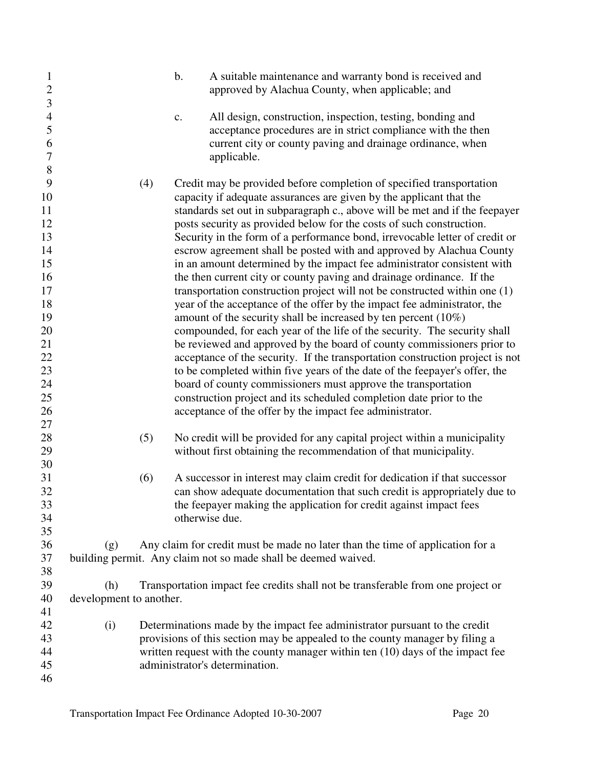b. A suitable maintenance and warranty bond is received and approved by Alachua County, when applicable; and

c. All design, construction, inspection, testing, bonding and acceptance procedures are in strict compliance with the then current city or county paving and drainage ordinance, when applicable.

(4) Credit may be provided before completion of specified transportation capacity if adequate assurances are given by the applicant that the standards set out in subparagraph c., above will be met and if the feepayer posts security as provided below for the costs of such construction. Security in the form of a performance bond, irrevocable letter of credit or escrow agreement shall be posted with and approved by Alachua County in an amount determined by the impact fee administrator consistent with the then current city or county paving and drainage ordinance. If the transportation construction project will not be constructed within one (1) year of the acceptance of the offer by the impact fee administrator, the amount of the security shall be increased by ten percent (10%) compounded, for each year of the life of the security. The security shall be reviewed and approved by the board of county commissioners prior to acceptance of the security. If the transportation construction project is not to be completed within five years of the date of the feepayer's offer, the board of county commissioners must approve the transportation construction project and its scheduled completion date prior to the acceptance of the offer by the impact fee administrator.

(5) No credit will be provided for any capital project within a municipality without first obtaining the recommendation of that municipality.

(6) A successor in interest may claim credit for dedication if that successor can show adequate documentation that such credit is appropriately due to the feepayer making the application for credit against impact fees otherwise due.

(g) Any claim for credit must be made no later than the time of application for a building permit. Any claim not so made shall be deemed waived.

(h) Transportation impact fee credits shall not be transferable from one project or development to another.

(i) Determinations made by the impact fee administrator pursuant to the credit provisions of this section may be appealed to the county manager by filing a written request with the county manager within ten (10) days of the impact fee administrator's determination.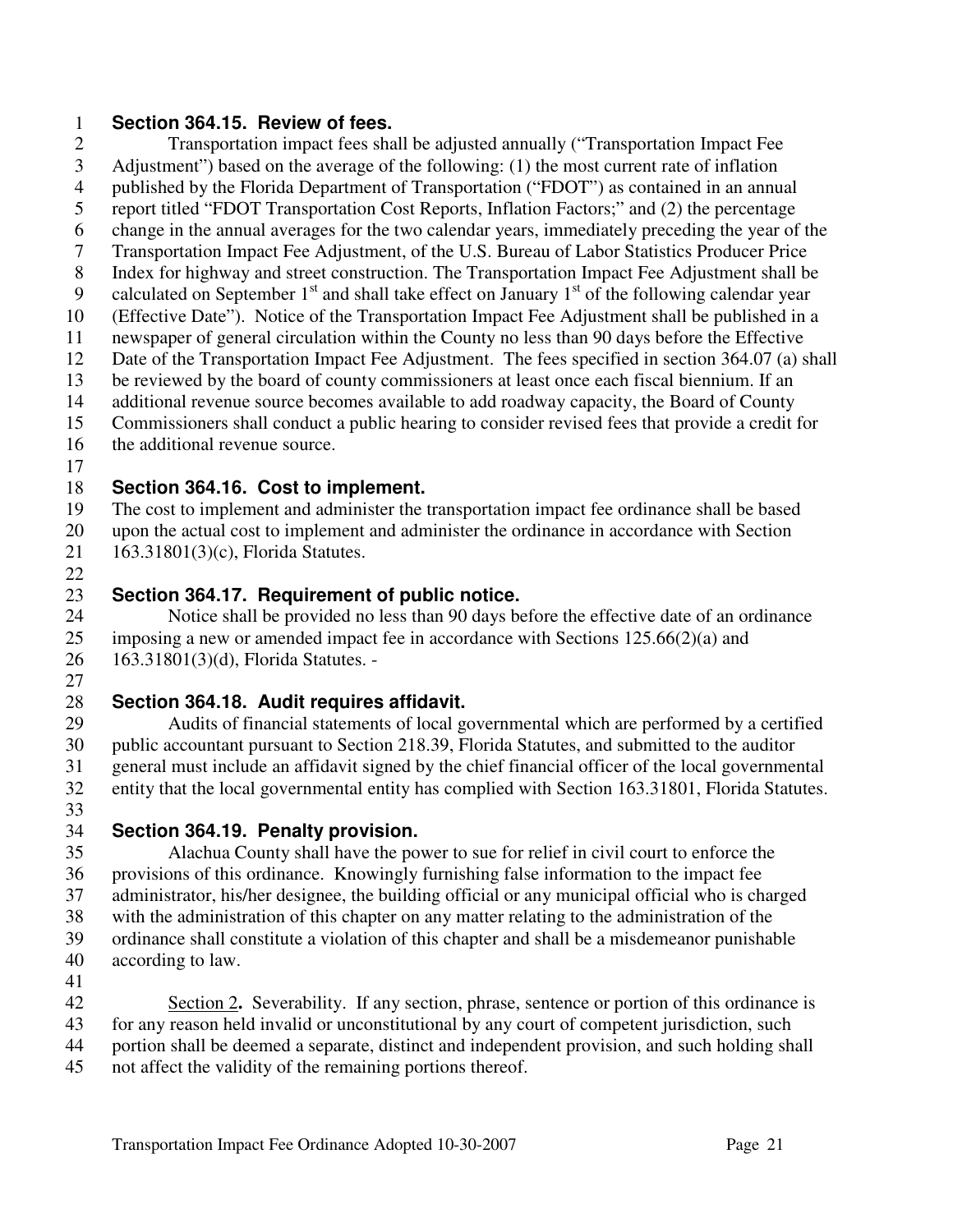### Section 364.15. Review of fees.

Transportation impact fees shall be adjusted annually ("Transportation Impact Fee Adjustment") based on the average of the following: (1) the most current rate of inflation published by the Florida Department of Transportation ("FDOT") as contained in an annual report titled "FDOT Transportation Cost Reports, Inflation Factors;" and (2) the percentage change in the annual averages for the two calendar years, immediately preceding the year of the Transportation Impact Fee Adjustment, of the U.S. Bureau of Labor Statistics Producer Price Index for highway and street construction. The Transportation Impact Fee Adjustment shall be calculated on September 1st and shall take effect on January 1st of the following calendar year (Effective Date"). Notice of the Transportation Impact Fee Adjustment shall be published in a newspaper of general circulation within the County no less than 90 days before the Effective Date of the Transportation Impact Fee Adjustment. The fees specified in section 364.07 (a) shall be reviewed by the board of county commissioners at least once each fiscal biennium. If an additional revenue source becomes available to add roadway capacity, the Board of County Commissioners shall conduct a public hearing to consider revised fees that provide a credit for the additional revenue source.

### Section 364.16. Cost to implement.

The cost to implement and administer the transportation impact fee ordinance shall be based upon the actual cost to implement and administer the ordinance in accordance with Section 163.31801(3)(c), Florida Statutes.

### Section 364.17. Requirement of public notice.

Notice shall be provided no less than 90 days before the effective date of an ordinance imposing a new or amended impact fee in accordance with Sections 125.66(2)(a) and 163.31801(3)(d), Florida Statutes. -

### Section 364.18. Audit requires affidavit.

Audits of financial statements of local governmental which are performed by a certified public accountant pursuant to Section 218.39, Florida Statutes, and submitted to the auditor general must include an affidavit signed by the chief financial officer of the local governmental entity that the local governmental entity has complied with Section 163.31801, Florida Statutes.

### Section 364.19. Penalty provision.

Alachua County shall have the power to sue for relief in civil court to enforce the provisions of this ordinance. Knowingly furnishing false information to the impact fee administrator, his/her designee, the building official or any municipal official who is charged with the administration of this chapter on any matter relating to the administration of the ordinance shall constitute a violation of this chapter and shall be a misdemeanor punishable according to law.

Section 2**.** Severability. If any section, phrase, sentence or portion of this ordinance is for any reason held invalid or unconstitutional by any court of competent jurisdiction, such portion shall be deemed a separate, distinct and independent provision, and such holding shall not affect the validity of the remaining portions thereof.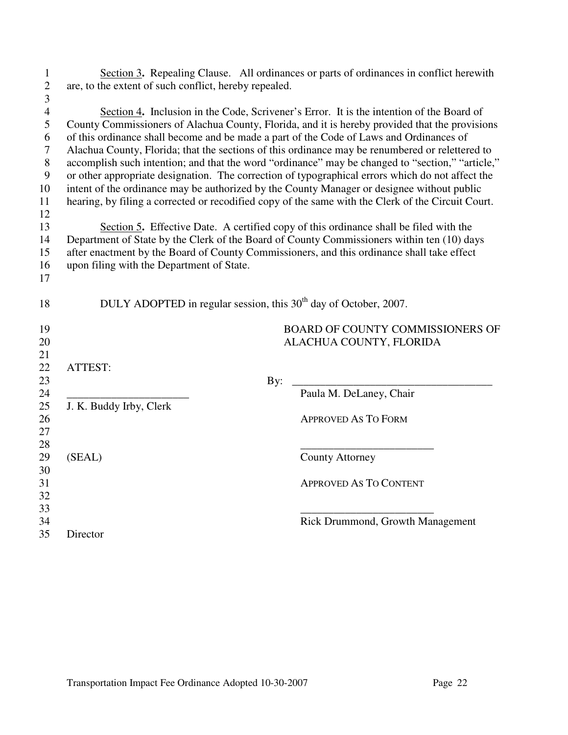Section 3. Repealing Clause. All ordinances or parts of ordinances in conflict herewith are, to the extent of such conflict, hereby repealed.

Section 4. Inclusion in the Code, Scrivener's Error. It is the intention of the Board of County Commissioners of Alachua County, Florida, and it is hereby provided that the provisions of this ordinance shall become and be made a part of the Code of Laws and Ordinances of Alachua County, Florida; that the sections of this ordinance may be renumbered or relettered to accomplish such intention; and that the word "ordinance" may be changed to "section," "article," or other appropriate designation. The correction of typographical errors which do not affect the intent of the ordinance may be authorized by the County Manager or designee without public hearing, by filing a corrected or recodified copy of the same with the Clerk of the Circuit Court.

Section 5. Effective Date. A certified copy of this ordinance shall be filed with the Department of State by the Clerk of the Board of County Commissioners within ten (10) days after enactment by the Board of County Commissioners, and this ordinance shall take effect upon filing with the Department of State.

DULY ADOPTED in regular session, this 30th day of October, 2007.

BOARD OF COUNTY COMMISSIONERS OF ALACHUA COUNTY, FLORIDA

ATTEST:

By: ___________________________________

Paula M. DeLaney, Chair

_____________________

J. K. Buddy Irby, Clerk

APPROVED AS TO FORM

_______________________

(SEAL)

County Attorney

APPROVED AS TO CONTENT

_______________________

Rick Drummond, Growth Management Director